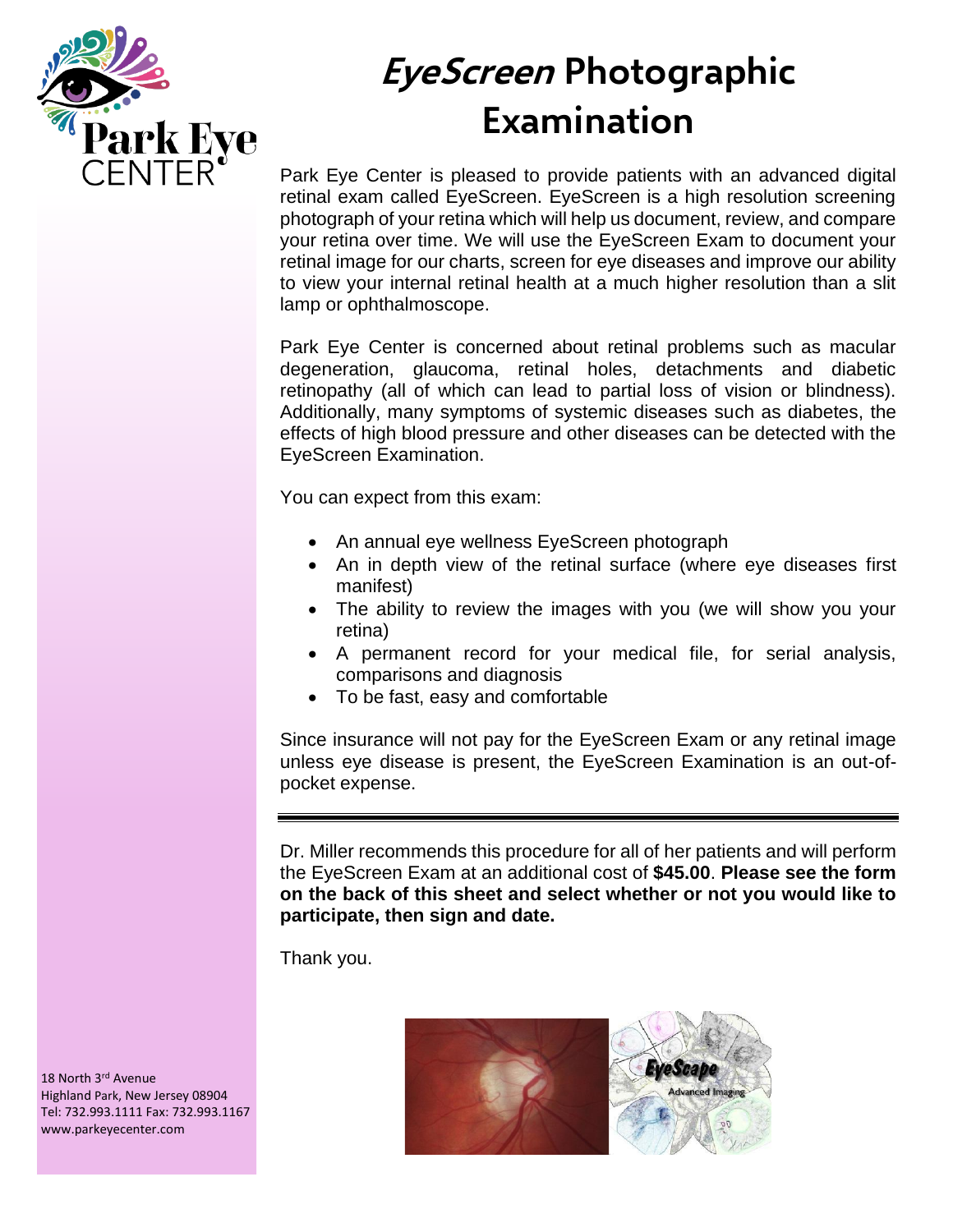# *EyeScreen* Photographic Examination

Park Eye Center is pleased to provide patients with an advanced digital retinal exam called EyeScreen. EyeScreen is a high resolution screening photograph of your retina which will help us document, review, and compare your retina over time. We will use the EyeScreen Exam to document your retinal image for our charts, screen for eye diseases and improve our ability to view your internal retinal health at a much higher resolution than a slit lamp or ophthalmoscope.

Park Eye Center is concerned about retinal problems such as macular degeneration, glaucoma, retinal holes, detachments and diabetic retinopathy (all of which can lead to partial loss of vision or blindness). Additionally, many symptoms of systemic diseases such as diabetes, the effects of high blood pressure and other diseases can be detected with the EyeScreen Examination.

You can expect from this exam:

- An annual eye wellness EyeScreen photograph
- An in depth view of the retinal surface (where eye diseases first manifest)
- The ability to review the images with you (we will show you your retina)
- A permanent record for your medical file, for serial analysis, comparisons and diagnosis
- To be fast, easy and comfortable

Since insurance will not pay for the EyeScreen Exam or any retinal image unless eye disease is present, the EyeScreen Examination is an out-of-pocket expense.

---

Dr. Miller recommends this procedure for all of her patients and will perform the EyeScreen Exam at an additional cost of **$45.00**. **Please see the form on the back of this sheet and select whether or not you would like to participate, then sign and date.**

Thank you.

18 North 3rd Avenue
Highland Park, New Jersey 08904
Tel: 732.993.1111 Fax: 732.993.1167
www.parkeyecenter.com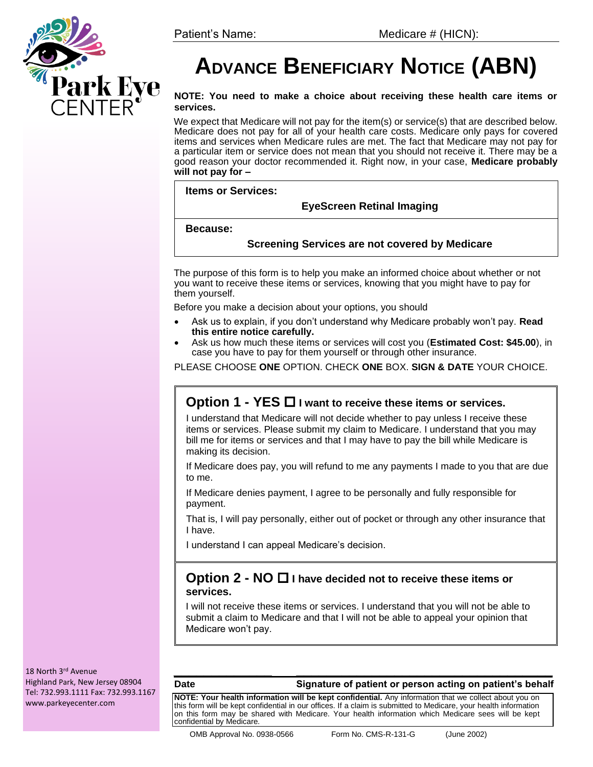Patient's Name: Medicare # (HICN):

# ADVANCE BENEFICIARY NOTICE (ABN)

**NOTE: You need to make a choice about receiving these health care items or services.**

We expect that Medicare will not pay for the item(s) or service(s) that are described below. Medicare does not pay for all of your health care costs. Medicare only pays for covered items and services when Medicare rules are met. The fact that Medicare may not pay for a particular item or service does not mean that you should not receive it. There may be a good reason your doctor recommended it. Right now, in your case, **Medicare probably will not pay for –**

**Items or Services:**

**EyeScreen Retinal Imaging**

**Because:**

**Screening Services are not covered by Medicare**

The purpose of this form is to help you make an informed choice about whether or not you want to receive these items or services, knowing that you might have to pay for them yourself.

Before you make a decision about your options, you should

- Ask us to explain, if you don't understand why Medicare probably won't pay. **Read this entire notice carefully.**
- Ask us how much these items or services will cost you (**Estimated Cost: $45.00**), in case you have to pay for them yourself or through other insurance.

PLEASE CHOOSE **ONE** OPTION. CHECK **ONE** BOX. **SIGN & DATE** YOUR CHOICE.

## Option 1 - YES ☐ I want to receive these items or services.

I understand that Medicare will not decide whether to pay unless I receive these items or services. Please submit my claim to Medicare. I understand that you may bill me for items or services and that I may have to pay the bill while Medicare is making its decision.

If Medicare does pay, you will refund to me any payments I made to you that are due to me.

If Medicare denies payment, I agree to be personally and fully responsible for payment.

That is, I will pay personally, either out of pocket or through any other insurance that I have.

I understand I can appeal Medicare's decision.

## Option 2 - NO ☐ I have decided not to receive these items or services.

I will not receive these items or services. I understand that you will not be able to submit a claim to Medicare and that I will not be able to appeal your opinion that Medicare won't pay.

**Date** **Signature of patient or person acting on patient's behalf**

**NOTE: Your health information will be kept confidential.** Any information that we collect about you on this form will be kept confidential in our offices. If a claim is submitted to Medicare, your health information on this form may be shared with Medicare. Your health information which Medicare sees will be kept confidential by Medicare.

OMB Approval No. 0938-0566 Form No. CMS-R-131-G (June 2002)

Park Eye CENTER

18 North 3rd Avenue
Highland Park, New Jersey 08904
Tel: 732.993.1111 Fax: 732.993.1167
www.parkeyecenter.com